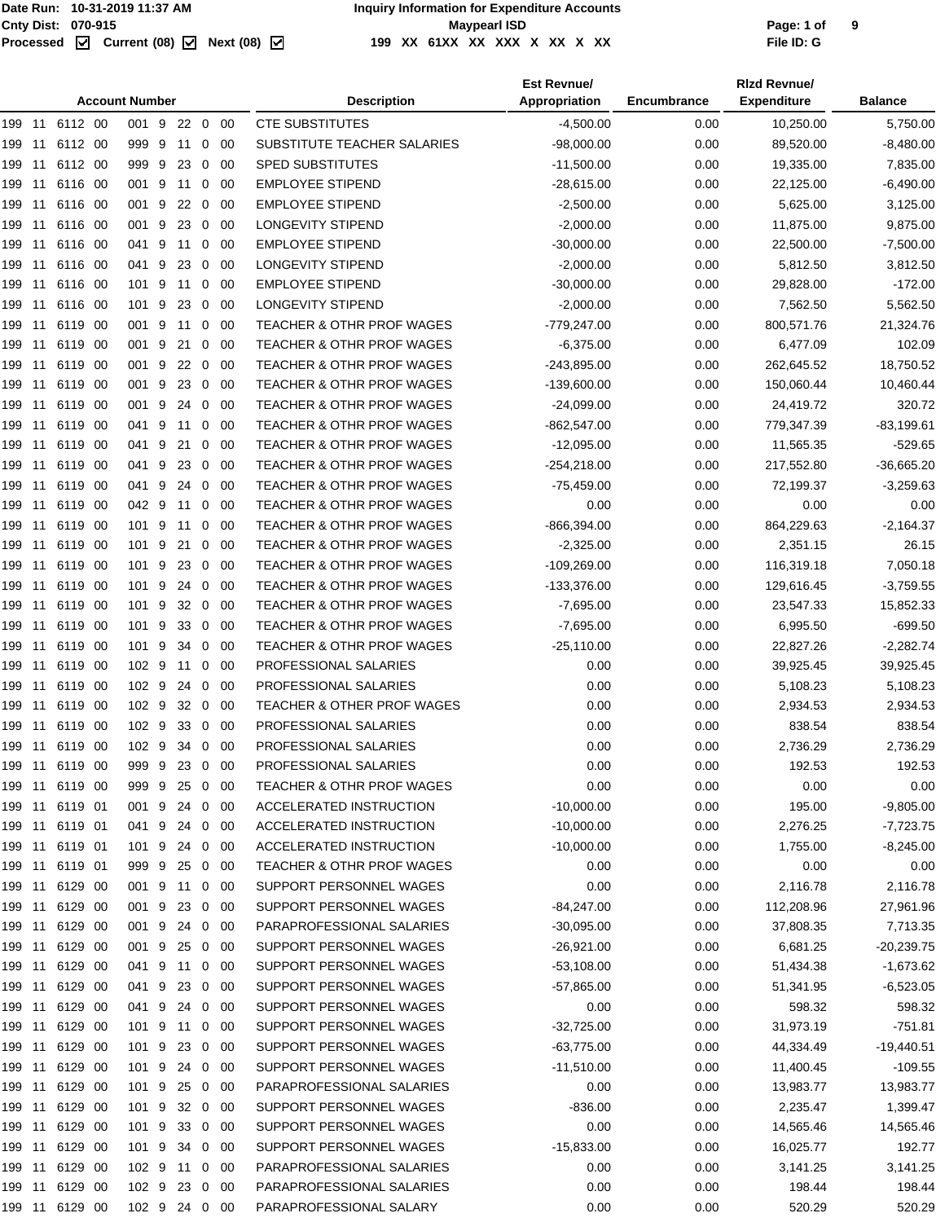**Date Run:** 10-31-2019 11:37 AM

**Cnty Dist:** 070-915

**Processed** ☑ **Current (08)** ☑ **Next (08)** ☑

# Inquiry Information for Expenditure Accounts

## Maypearl ISD

**199 XX 61XX XX XXX X XX X XX**

**File ID: G**

| Account Number | Description | Est Revnue/ Appropriation | Encumbrance | Rlzd Revnue/ Expenditure | Balance |
|---|---|---|---|---|---|
| 199 11 6112 00 001 9 22 0 00 | CTE SUBSTITUTES | -4,500.00 | 0.00 | 10,250.00 | 5,750.00 |
| 199 11 6112 00 999 9 11 0 00 | SUBSTITUTE TEACHER SALARIES | -98,000.00 | 0.00 | 89,520.00 | -8,480.00 |
| 199 11 6112 00 999 9 23 0 00 | SPED SUBSTITUTES | -11,500.00 | 0.00 | 19,335.00 | 7,835.00 |
| 199 11 6116 00 001 9 11 0 00 | EMPLOYEE STIPEND | -28,615.00 | 0.00 | 22,125.00 | -6,490.00 |
| 199 11 6116 00 001 9 22 0 00 | EMPLOYEE STIPEND | -2,500.00 | 0.00 | 5,625.00 | 3,125.00 |
| 199 11 6116 00 001 9 23 0 00 | LONGEVITY STIPEND | -2,000.00 | 0.00 | 11,875.00 | 9,875.00 |
| 199 11 6116 00 041 9 11 0 00 | EMPLOYEE STIPEND | -30,000.00 | 0.00 | 22,500.00 | -7,500.00 |
| 199 11 6116 00 041 9 23 0 00 | LONGEVITY STIPEND | -2,000.00 | 0.00 | 5,812.50 | 3,812.50 |
| 199 11 6116 00 101 9 11 0 00 | EMPLOYEE STIPEND | -30,000.00 | 0.00 | 29,828.00 | -172.00 |
| 199 11 6116 00 101 9 23 0 00 | LONGEVITY STIPEND | -2,000.00 | 0.00 | 7,562.50 | 5,562.50 |
| 199 11 6119 00 001 9 11 0 00 | TEACHER & OTHR PROF WAGES | -779,247.00 | 0.00 | 800,571.76 | 21,324.76 |
| 199 11 6119 00 001 9 21 0 00 | TEACHER & OTHR PROF WAGES | -6,375.00 | 0.00 | 6,477.09 | 102.09 |
| 199 11 6119 00 001 9 22 0 00 | TEACHER & OTHR PROF WAGES | -243,895.00 | 0.00 | 262,645.52 | 18,750.52 |
| 199 11 6119 00 001 9 23 0 00 | TEACHER & OTHR PROF WAGES | -139,600.00 | 0.00 | 150,060.44 | 10,460.44 |
| 199 11 6119 00 001 9 24 0 00 | TEACHER & OTHR PROF WAGES | -24,099.00 | 0.00 | 24,419.72 | 320.72 |
| 199 11 6119 00 041 9 11 0 00 | TEACHER & OTHR PROF WAGES | -862,547.00 | 0.00 | 779,347.39 | -83,199.61 |
| 199 11 6119 00 041 9 21 0 00 | TEACHER & OTHR PROF WAGES | -12,095.00 | 0.00 | 11,565.35 | -529.65 |
| 199 11 6119 00 041 9 23 0 00 | TEACHER & OTHR PROF WAGES | -254,218.00 | 0.00 | 217,552.80 | -36,665.20 |
| 199 11 6119 00 041 9 24 0 00 | TEACHER & OTHR PROF WAGES | -75,459.00 | 0.00 | 72,199.37 | -3,259.63 |
| 199 11 6119 00 042 9 11 0 00 | TEACHER & OTHR PROF WAGES | 0.00 | 0.00 | 0.00 | 0.00 |
| 199 11 6119 00 101 9 11 0 00 | TEACHER & OTHR PROF WAGES | -866,394.00 | 0.00 | 864,229.63 | -2,164.37 |
| 199 11 6119 00 101 9 21 0 00 | TEACHER & OTHR PROF WAGES | -2,325.00 | 0.00 | 2,351.15 | 26.15 |
| 199 11 6119 00 101 9 23 0 00 | TEACHER & OTHR PROF WAGES | -109,269.00 | 0.00 | 116,319.18 | 7,050.18 |
| 199 11 6119 00 101 9 24 0 00 | TEACHER & OTHR PROF WAGES | -133,376.00 | 0.00 | 129,616.45 | -3,759.55 |
| 199 11 6119 00 101 9 32 0 00 | TEACHER & OTHR PROF WAGES | -7,695.00 | 0.00 | 23,547.33 | 15,852.33 |
| 199 11 6119 00 101 9 33 0 00 | TEACHER & OTHR PROF WAGES | -7,695.00 | 0.00 | 6,995.50 | -699.50 |
| 199 11 6119 00 101 9 34 0 00 | TEACHER & OTHR PROF WAGES | -25,110.00 | 0.00 | 22,827.26 | -2,282.74 |
| 199 11 6119 00 102 9 11 0 00 | PROFESSIONAL SALARIES | 0.00 | 0.00 | 39,925.45 | 39,925.45 |
| 199 11 6119 00 102 9 24 0 00 | PROFESSIONAL SALARIES | 0.00 | 0.00 | 5,108.23 | 5,108.23 |
| 199 11 6119 00 102 9 32 0 00 | TEACHER & OTHER PROF WAGES | 0.00 | 0.00 | 2,934.53 | 2,934.53 |
| 199 11 6119 00 102 9 33 0 00 | PROFESSIONAL SALARIES | 0.00 | 0.00 | 838.54 | 838.54 |
| 199 11 6119 00 102 9 34 0 00 | PROFESSIONAL SALARIES | 0.00 | 0.00 | 2,736.29 | 2,736.29 |
| 199 11 6119 00 999 9 23 0 00 | PROFESSIONAL SALARIES | 0.00 | 0.00 | 192.53 | 192.53 |
| 199 11 6119 00 999 9 25 0 00 | TEACHER & OTHR PROF WAGES | 0.00 | 0.00 | 0.00 | 0.00 |
| 199 11 6119 01 001 9 24 0 00 | ACCELERATED INSTRUCTION | -10,000.00 | 0.00 | 195.00 | -9,805.00 |
| 199 11 6119 01 041 9 24 0 00 | ACCELERATED INSTRUCTION | -10,000.00 | 0.00 | 2,276.25 | -7,723.75 |
| 199 11 6119 01 101 9 24 0 00 | ACCELERATED INSTRUCTION | -10,000.00 | 0.00 | 1,755.00 | -8,245.00 |
| 199 11 6119 01 999 9 25 0 00 | TEACHER & OTHR PROF WAGES | 0.00 | 0.00 | 0.00 | 0.00 |
| 199 11 6129 00 001 9 11 0 00 | SUPPORT PERSONNEL WAGES | 0.00 | 0.00 | 2,116.78 | 2,116.78 |
| 199 11 6129 00 001 9 23 0 00 | SUPPORT PERSONNEL WAGES | -84,247.00 | 0.00 | 112,208.96 | 27,961.96 |
| 199 11 6129 00 001 9 24 0 00 | PARAPROFESSIONAL SALARIES | -30,095.00 | 0.00 | 37,808.35 | 7,713.35 |
| 199 11 6129 00 001 9 25 0 00 | SUPPORT PERSONNEL WAGES | -26,921.00 | 0.00 | 6,681.25 | -20,239.75 |
| 199 11 6129 00 041 9 11 0 00 | SUPPORT PERSONNEL WAGES | -53,108.00 | 0.00 | 51,434.38 | -1,673.62 |
| 199 11 6129 00 041 9 23 0 00 | SUPPORT PERSONNEL WAGES | -57,865.00 | 0.00 | 51,341.95 | -6,523.05 |
| 199 11 6129 00 041 9 24 0 00 | SUPPORT PERSONNEL WAGES | 0.00 | 0.00 | 598.32 | 598.32 |
| 199 11 6129 00 101 9 11 0 00 | SUPPORT PERSONNEL WAGES | -32,725.00 | 0.00 | 31,973.19 | -751.81 |
| 199 11 6129 00 101 9 23 0 00 | SUPPORT PERSONNEL WAGES | -63,775.00 | 0.00 | 44,334.49 | -19,440.51 |
| 199 11 6129 00 101 9 24 0 00 | SUPPORT PERSONNEL WAGES | -11,510.00 | 0.00 | 11,400.45 | -109.55 |
| 199 11 6129 00 101 9 25 0 00 | PARAPROFESSIONAL SALARIES | 0.00 | 0.00 | 13,983.77 | 13,983.77 |
| 199 11 6129 00 101 9 32 0 00 | SUPPORT PERSONNEL WAGES | -836.00 | 0.00 | 2,235.47 | 1,399.47 |
| 199 11 6129 00 101 9 33 0 00 | SUPPORT PERSONNEL WAGES | 0.00 | 0.00 | 14,565.46 | 14,565.46 |
| 199 11 6129 00 101 9 34 0 00 | SUPPORT PERSONNEL WAGES | -15,833.00 | 0.00 | 16,025.77 | 192.77 |
| 199 11 6129 00 102 9 11 0 00 | PARAPROFESSIONAL SALARIES | 0.00 | 0.00 | 3,141.25 | 3,141.25 |
| 199 11 6129 00 102 9 23 0 00 | PARAPROFESSIONAL SALARIES | 0.00 | 0.00 | 198.44 | 198.44 |
| 199 11 6129 00 102 9 24 0 00 | PARAPROFESSIONAL SALARY | 0.00 | 0.00 | 520.29 | 520.29 |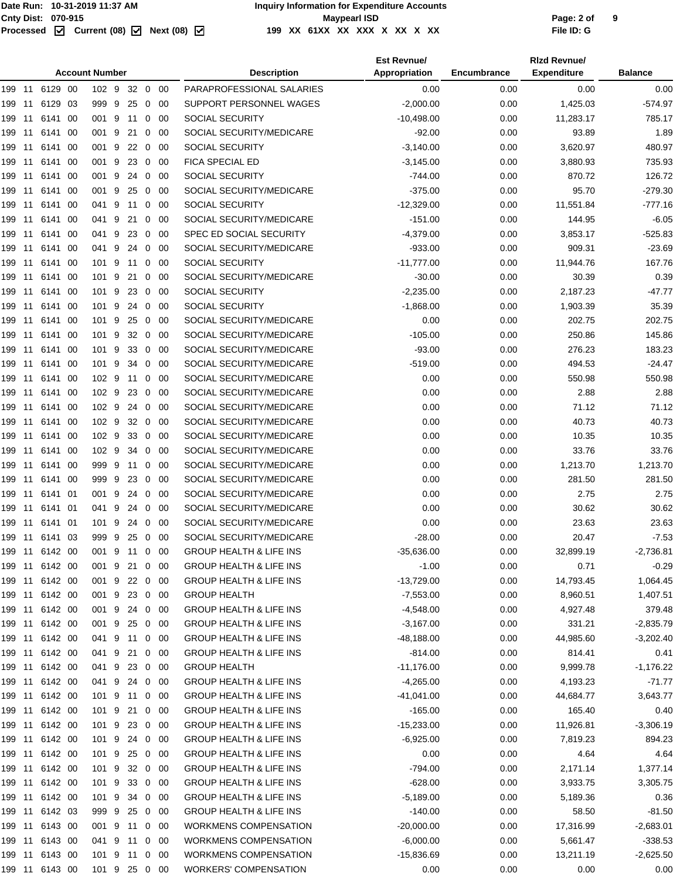| Account Number | Description | Est Revnue/ Appropriation | Encumbrance | Rlzd Revnue/ Expenditure | Balance |
|---|---|---|---|---|---|
| 199 11 6129 00 102 9 32 0 00 | PARAPROFESSIONAL SALARIES | 0.00 | 0.00 | 0.00 | 0.00 |
| 199 11 6129 03 999 9 25 0 00 | SUPPORT PERSONNEL WAGES | -2,000.00 | 0.00 | 1,425.03 | -574.97 |
| 199 11 6141 00 001 9 11 0 00 | SOCIAL SECURITY | -10,498.00 | 0.00 | 11,283.17 | 785.17 |
| 199 11 6141 00 001 9 21 0 00 | SOCIAL SECURITY/MEDICARE | -92.00 | 0.00 | 93.89 | 1.89 |
| 199 11 6141 00 001 9 22 0 00 | SOCIAL SECURITY | -3,140.00 | 0.00 | 3,620.97 | 480.97 |
| 199 11 6141 00 001 9 23 0 00 | FICA SPECIAL ED | -3,145.00 | 0.00 | 3,880.93 | 735.93 |
| 199 11 6141 00 001 9 24 0 00 | SOCIAL SECURITY | -744.00 | 0.00 | 870.72 | 126.72 |
| 199 11 6141 00 001 9 25 0 00 | SOCIAL SECURITY/MEDICARE | -375.00 | 0.00 | 95.70 | -279.30 |
| 199 11 6141 00 041 9 11 0 00 | SOCIAL SECURITY | -12,329.00 | 0.00 | 11,551.84 | -777.16 |
| 199 11 6141 00 041 9 21 0 00 | SOCIAL SECURITY/MEDICARE | -151.00 | 0.00 | 144.95 | -6.05 |
| 199 11 6141 00 041 9 23 0 00 | SPEC ED SOCIAL SECURITY | -4,379.00 | 0.00 | 3,853.17 | -525.83 |
| 199 11 6141 00 041 9 24 0 00 | SOCIAL SECURITY/MEDICARE | -933.00 | 0.00 | 909.31 | -23.69 |
| 199 11 6141 00 101 9 11 0 00 | SOCIAL SECURITY | -11,777.00 | 0.00 | 11,944.76 | 167.76 |
| 199 11 6141 00 101 9 21 0 00 | SOCIAL SECURITY/MEDICARE | -30.00 | 0.00 | 30.39 | 0.39 |
| 199 11 6141 00 101 9 23 0 00 | SOCIAL SECURITY | -2,235.00 | 0.00 | 2,187.23 | -47.77 |
| 199 11 6141 00 101 9 24 0 00 | SOCIAL SECURITY | -1,868.00 | 0.00 | 1,903.39 | 35.39 |
| 199 11 6141 00 101 9 25 0 00 | SOCIAL SECURITY/MEDICARE | 0.00 | 0.00 | 202.75 | 202.75 |
| 199 11 6141 00 101 9 32 0 00 | SOCIAL SECURITY/MEDICARE | -105.00 | 0.00 | 250.86 | 145.86 |
| 199 11 6141 00 101 9 33 0 00 | SOCIAL SECURITY/MEDICARE | -93.00 | 0.00 | 276.23 | 183.23 |
| 199 11 6141 00 101 9 34 0 00 | SOCIAL SECURITY/MEDICARE | -519.00 | 0.00 | 494.53 | -24.47 |
| 199 11 6141 00 102 9 11 0 00 | SOCIAL SECURITY/MEDICARE | 0.00 | 0.00 | 550.98 | 550.98 |
| 199 11 6141 00 102 9 23 0 00 | SOCIAL SECURITY/MEDICARE | 0.00 | 0.00 | 2.88 | 2.88 |
| 199 11 6141 00 102 9 24 0 00 | SOCIAL SECURITY/MEDICARE | 0.00 | 0.00 | 71.12 | 71.12 |
| 199 11 6141 00 102 9 32 0 00 | SOCIAL SECURITY/MEDICARE | 0.00 | 0.00 | 40.73 | 40.73 |
| 199 11 6141 00 102 9 33 0 00 | SOCIAL SECURITY/MEDICARE | 0.00 | 0.00 | 10.35 | 10.35 |
| 199 11 6141 00 102 9 34 0 00 | SOCIAL SECURITY/MEDICARE | 0.00 | 0.00 | 33.76 | 33.76 |
| 199 11 6141 00 999 9 11 0 00 | SOCIAL SECURITY/MEDICARE | 0.00 | 0.00 | 1,213.70 | 1,213.70 |
| 199 11 6141 00 999 9 23 0 00 | SOCIAL SECURITY/MEDICARE | 0.00 | 0.00 | 281.50 | 281.50 |
| 199 11 6141 01 001 9 24 0 00 | SOCIAL SECURITY/MEDICARE | 0.00 | 0.00 | 2.75 | 2.75 |
| 199 11 6141 01 041 9 24 0 00 | SOCIAL SECURITY/MEDICARE | 0.00 | 0.00 | 30.62 | 30.62 |
| 199 11 6141 01 101 9 24 0 00 | SOCIAL SECURITY/MEDICARE | 0.00 | 0.00 | 23.63 | 23.63 |
| 199 11 6141 03 999 9 25 0 00 | SOCIAL SECURITY/MEDICARE | -28.00 | 0.00 | 20.47 | -7.53 |
| 199 11 6142 00 001 9 11 0 00 | GROUP HEALTH & LIFE INS | -35,636.00 | 0.00 | 32,899.19 | -2,736.81 |
| 199 11 6142 00 001 9 21 0 00 | GROUP HEALTH & LIFE INS | -1.00 | 0.00 | 0.71 | -0.29 |
| 199 11 6142 00 001 9 22 0 00 | GROUP HEALTH & LIFE INS | -13,729.00 | 0.00 | 14,793.45 | 1,064.45 |
| 199 11 6142 00 001 9 23 0 00 | GROUP HEALTH | -7,553.00 | 0.00 | 8,960.51 | 1,407.51 |
| 199 11 6142 00 001 9 24 0 00 | GROUP HEALTH & LIFE INS | -4,548.00 | 0.00 | 4,927.48 | 379.48 |
| 199 11 6142 00 001 9 25 0 00 | GROUP HEALTH & LIFE INS | -3,167.00 | 0.00 | 331.21 | -2,835.79 |
| 199 11 6142 00 041 9 11 0 00 | GROUP HEALTH & LIFE INS | -48,188.00 | 0.00 | 44,985.60 | -3,202.40 |
| 199 11 6142 00 041 9 21 0 00 | GROUP HEALTH & LIFE INS | -814.00 | 0.00 | 814.41 | 0.41 |
| 199 11 6142 00 041 9 23 0 00 | GROUP HEALTH | -11,176.00 | 0.00 | 9,999.78 | -1,176.22 |
| 199 11 6142 00 041 9 24 0 00 | GROUP HEALTH & LIFE INS | -4,265.00 | 0.00 | 4,193.23 | -71.77 |
| 199 11 6142 00 101 9 11 0 00 | GROUP HEALTH & LIFE INS | -41,041.00 | 0.00 | 44,684.77 | 3,643.77 |
| 199 11 6142 00 101 9 21 0 00 | GROUP HEALTH & LIFE INS | -165.00 | 0.00 | 165.40 | 0.40 |
| 199 11 6142 00 101 9 23 0 00 | GROUP HEALTH & LIFE INS | -15,233.00 | 0.00 | 11,926.81 | -3,306.19 |
| 199 11 6142 00 101 9 24 0 00 | GROUP HEALTH & LIFE INS | -6,925.00 | 0.00 | 7,819.23 | 894.23 |
| 199 11 6142 00 101 9 25 0 00 | GROUP HEALTH & LIFE INS | 0.00 | 0.00 | 4.64 | 4.64 |
| 199 11 6142 00 101 9 32 0 00 | GROUP HEALTH & LIFE INS | -794.00 | 0.00 | 2,171.14 | 1,377.14 |
| 199 11 6142 00 101 9 33 0 00 | GROUP HEALTH & LIFE INS | -628.00 | 0.00 | 3,933.75 | 3,305.75 |
| 199 11 6142 00 101 9 34 0 00 | GROUP HEALTH & LIFE INS | -5,189.00 | 0.00 | 5,189.36 | 0.36 |
| 199 11 6142 03 999 9 25 0 00 | GROUP HEALTH & LIFE INS | -140.00 | 0.00 | 58.50 | -81.50 |
| 199 11 6143 00 001 9 11 0 00 | WORKMENS COMPENSATION | -20,000.00 | 0.00 | 17,316.99 | -2,683.01 |
| 199 11 6143 00 041 9 11 0 00 | WORKMENS COMPENSATION | -6,000.00 | 0.00 | 5,661.47 | -338.53 |
| 199 11 6143 00 101 9 11 0 00 | WORKMENS COMPENSATION | -15,836.69 | 0.00 | 13,211.19 | -2,625.50 |
| 199 11 6143 00 101 9 25 0 00 | WORKERS' COMPENSATION | 0.00 | 0.00 | 0.00 | 0.00 |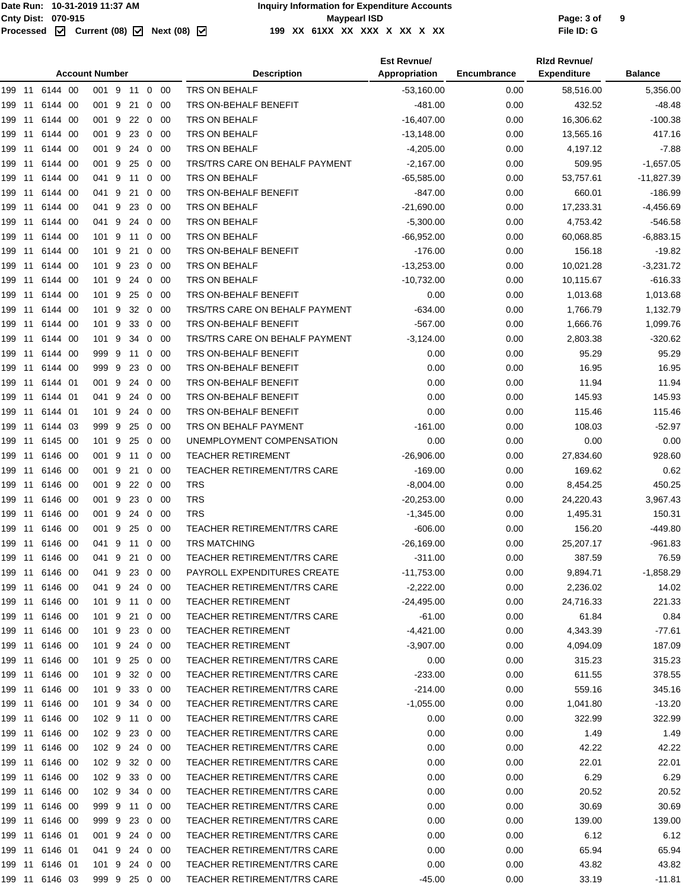Date Run: 10-31-2019 11:37 AM
Cnty Dist: 070-915
Processed ☑ Current (08) ☑ Next (08) ☑

**Inquiry Information for Expenditure Accounts**
**Maypearl ISD**
199 XX 61XX XX XXX X XX X XX

File ID: G

| Account Number | Description | Est Revnue/ Appropriation | Encumbrance | Rlzd Revnue/ Expenditure | Balance |
|---|---|---|---|---|---|
| 199 11 6144 00 001 9 11 0 00 | TRS ON BEHALF | -53,160.00 | 0.00 | 58,516.00 | 5,356.00 |
| 199 11 6144 00 001 9 21 0 00 | TRS ON-BEHALF BENEFIT | -481.00 | 0.00 | 432.52 | -48.48 |
| 199 11 6144 00 001 9 22 0 00 | TRS ON BEHALF | -16,407.00 | 0.00 | 16,306.62 | -100.38 |
| 199 11 6144 00 001 9 23 0 00 | TRS ON BEHALF | -13,148.00 | 0.00 | 13,565.16 | 417.16 |
| 199 11 6144 00 001 9 24 0 00 | TRS ON BEHALF | -4,205.00 | 0.00 | 4,197.12 | -7.88 |
| 199 11 6144 00 001 9 25 0 00 | TRS/TRS CARE ON BEHALF PAYMENT | -2,167.00 | 0.00 | 509.95 | -1,657.05 |
| 199 11 6144 00 041 9 11 0 00 | TRS ON BEHALF | -65,585.00 | 0.00 | 53,757.61 | -11,827.39 |
| 199 11 6144 00 041 9 21 0 00 | TRS ON-BEHALF BENEFIT | -847.00 | 0.00 | 660.01 | -186.99 |
| 199 11 6144 00 041 9 23 0 00 | TRS ON BEHALF | -21,690.00 | 0.00 | 17,233.31 | -4,456.69 |
| 199 11 6144 00 041 9 24 0 00 | TRS ON BEHALF | -5,300.00 | 0.00 | 4,753.42 | -546.58 |
| 199 11 6144 00 101 9 11 0 00 | TRS ON BEHALF | -66,952.00 | 0.00 | 60,068.85 | -6,883.15 |
| 199 11 6144 00 101 9 21 0 00 | TRS ON-BEHALF BENEFIT | -176.00 | 0.00 | 156.18 | -19.82 |
| 199 11 6144 00 101 9 23 0 00 | TRS ON BEHALF | -13,253.00 | 0.00 | 10,021.28 | -3,231.72 |
| 199 11 6144 00 101 9 24 0 00 | TRS ON BEHALF | -10,732.00 | 0.00 | 10,115.67 | -616.33 |
| 199 11 6144 00 101 9 25 0 00 | TRS ON-BEHALF BENEFIT | 0.00 | 0.00 | 1,013.68 | 1,013.68 |
| 199 11 6144 00 101 9 32 0 00 | TRS/TRS CARE ON BEHALF PAYMENT | -634.00 | 0.00 | 1,766.79 | 1,132.79 |
| 199 11 6144 00 101 9 33 0 00 | TRS ON-BEHALF BENEFIT | -567.00 | 0.00 | 1,666.76 | 1,099.76 |
| 199 11 6144 00 101 9 34 0 00 | TRS/TRS CARE ON BEHALF PAYMENT | -3,124.00 | 0.00 | 2,803.38 | -320.62 |
| 199 11 6144 00 999 9 11 0 00 | TRS ON-BEHALF BENEFIT | 0.00 | 0.00 | 95.29 | 95.29 |
| 199 11 6144 00 999 9 23 0 00 | TRS ON-BEHALF BENEFIT | 0.00 | 0.00 | 16.95 | 16.95 |
| 199 11 6144 01 001 9 24 0 00 | TRS ON-BEHALF BENEFIT | 0.00 | 0.00 | 11.94 | 11.94 |
| 199 11 6144 01 041 9 24 0 00 | TRS ON-BEHALF BENEFIT | 0.00 | 0.00 | 145.93 | 145.93 |
| 199 11 6144 01 101 9 24 0 00 | TRS ON-BEHALF BENEFIT | 0.00 | 0.00 | 115.46 | 115.46 |
| 199 11 6144 03 999 9 25 0 00 | TRS ON BEHALF PAYMENT | -161.00 | 0.00 | 108.03 | -52.97 |
| 199 11 6145 00 101 9 25 0 00 | UNEMPLOYMENT COMPENSATION | 0.00 | 0.00 | 0.00 | 0.00 |
| 199 11 6146 00 001 9 11 0 00 | TEACHER RETIREMENT | -26,906.00 | 0.00 | 27,834.60 | 928.60 |
| 199 11 6146 00 001 9 21 0 00 | TEACHER RETIREMENT/TRS CARE | -169.00 | 0.00 | 169.62 | 0.62 |
| 199 11 6146 00 001 9 22 0 00 | TRS | -8,004.00 | 0.00 | 8,454.25 | 450.25 |
| 199 11 6146 00 001 9 23 0 00 | TRS | -20,253.00 | 0.00 | 24,220.43 | 3,967.43 |
| 199 11 6146 00 001 9 24 0 00 | TRS | -1,345.00 | 0.00 | 1,495.31 | 150.31 |
| 199 11 6146 00 001 9 25 0 00 | TEACHER RETIREMENT/TRS CARE | -606.00 | 0.00 | 156.20 | -449.80 |
| 199 11 6146 00 041 9 11 0 00 | TRS MATCHING | -26,169.00 | 0.00 | 25,207.17 | -961.83 |
| 199 11 6146 00 041 9 21 0 00 | TEACHER RETIREMENT/TRS CARE | -311.00 | 0.00 | 387.59 | 76.59 |
| 199 11 6146 00 041 9 23 0 00 | PAYROLL EXPENDITURES CREATE | -11,753.00 | 0.00 | 9,894.71 | -1,858.29 |
| 199 11 6146 00 041 9 24 0 00 | TEACHER RETIREMENT/TRS CARE | -2,222.00 | 0.00 | 2,236.02 | 14.02 |
| 199 11 6146 00 101 9 11 0 00 | TEACHER RETIREMENT | -24,495.00 | 0.00 | 24,716.33 | 221.33 |
| 199 11 6146 00 101 9 21 0 00 | TEACHER RETIREMENT/TRS CARE | -61.00 | 0.00 | 61.84 | 0.84 |
| 199 11 6146 00 101 9 23 0 00 | TEACHER RETIREMENT | -4,421.00 | 0.00 | 4,343.39 | -77.61 |
| 199 11 6146 00 101 9 24 0 00 | TEACHER RETIREMENT | -3,907.00 | 0.00 | 4,094.09 | 187.09 |
| 199 11 6146 00 101 9 25 0 00 | TEACHER RETIREMENT/TRS CARE | 0.00 | 0.00 | 315.23 | 315.23 |
| 199 11 6146 00 101 9 32 0 00 | TEACHER RETIREMENT/TRS CARE | -233.00 | 0.00 | 611.55 | 378.55 |
| 199 11 6146 00 101 9 33 0 00 | TEACHER RETIREMENT/TRS CARE | -214.00 | 0.00 | 559.16 | 345.16 |
| 199 11 6146 00 101 9 34 0 00 | TEACHER RETIREMENT/TRS CARE | -1,055.00 | 0.00 | 1,041.80 | -13.20 |
| 199 11 6146 00 102 9 11 0 00 | TEACHER RETIREMENT/TRS CARE | 0.00 | 0.00 | 322.99 | 322.99 |
| 199 11 6146 00 102 9 23 0 00 | TEACHER RETIREMENT/TRS CARE | 0.00 | 0.00 | 1.49 | 1.49 |
| 199 11 6146 00 102 9 24 0 00 | TEACHER RETIREMENT/TRS CARE | 0.00 | 0.00 | 42.22 | 42.22 |
| 199 11 6146 00 102 9 32 0 00 | TEACHER RETIREMENT/TRS CARE | 0.00 | 0.00 | 22.01 | 22.01 |
| 199 11 6146 00 102 9 33 0 00 | TEACHER RETIREMENT/TRS CARE | 0.00 | 0.00 | 6.29 | 6.29 |
| 199 11 6146 00 102 9 34 0 00 | TEACHER RETIREMENT/TRS CARE | 0.00 | 0.00 | 20.52 | 20.52 |
| 199 11 6146 00 999 9 11 0 00 | TEACHER RETIREMENT/TRS CARE | 0.00 | 0.00 | 30.69 | 30.69 |
| 199 11 6146 00 999 9 23 0 00 | TEACHER RETIREMENT/TRS CARE | 0.00 | 0.00 | 139.00 | 139.00 |
| 199 11 6146 01 001 9 24 0 00 | TEACHER RETIREMENT/TRS CARE | 0.00 | 0.00 | 6.12 | 6.12 |
| 199 11 6146 01 041 9 24 0 00 | TEACHER RETIREMENT/TRS CARE | 0.00 | 0.00 | 65.94 | 65.94 |
| 199 11 6146 01 101 9 24 0 00 | TEACHER RETIREMENT/TRS CARE | 0.00 | 0.00 | 43.82 | 43.82 |
| 199 11 6146 03 999 9 25 0 00 | TEACHER RETIREMENT/TRS CARE | -45.00 | 0.00 | 33.19 | -11.81 |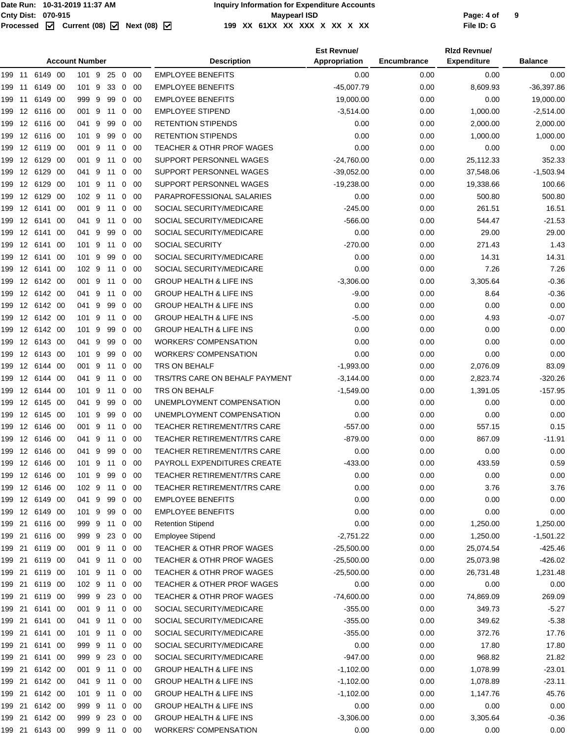Date Run: 10-31-2019 11:37 AM
Cnty Dist: 070-915
Processed ☑ Current (08) ☑ Next (08) ☑

**Inquiry Information for Expenditure Accounts**
**Maypearl ISD**
199 XX 61XX XX XXX X XX X XX

File ID: G

| Account Number | Description | Est Revnue/ Appropriation | Encumbrance | Rlzd Revnue/ Expenditure | Balance |
|---|---|---|---|---|---|
| 199 11 6149 00 101 9 25 0 00 | EMPLOYEE BENEFITS | 0.00 | 0.00 | 0.00 | 0.00 |
| 199 11 6149 00 101 9 33 0 00 | EMPLOYEE BENEFITS | -45,007.79 | 0.00 | 8,609.93 | -36,397.86 |
| 199 11 6149 00 999 9 99 0 00 | EMPLOYEE BENEFITS | 19,000.00 | 0.00 | 0.00 | 19,000.00 |
| 199 12 6116 00 001 9 11 0 00 | EMPLOYEE STIPEND | -3,514.00 | 0.00 | 1,000.00 | -2,514.00 |
| 199 12 6116 00 041 9 99 0 00 | RETENTION STIPENDS | 0.00 | 0.00 | 2,000.00 | 2,000.00 |
| 199 12 6116 00 101 9 99 0 00 | RETENTION STIPENDS | 0.00 | 0.00 | 1,000.00 | 1,000.00 |
| 199 12 6119 00 001 9 11 0 00 | TEACHER & OTHR PROF WAGES | 0.00 | 0.00 | 0.00 | 0.00 |
| 199 12 6129 00 001 9 11 0 00 | SUPPORT PERSONNEL WAGES | -24,760.00 | 0.00 | 25,112.33 | 352.33 |
| 199 12 6129 00 041 9 11 0 00 | SUPPORT PERSONNEL WAGES | -39,052.00 | 0.00 | 37,548.06 | -1,503.94 |
| 199 12 6129 00 101 9 11 0 00 | SUPPORT PERSONNEL WAGES | -19,238.00 | 0.00 | 19,338.66 | 100.66 |
| 199 12 6129 00 102 9 11 0 00 | PARAPROFESSIONAL SALARIES | 0.00 | 0.00 | 500.80 | 500.80 |
| 199 12 6141 00 001 9 11 0 00 | SOCIAL SECURITY/MEDICARE | -245.00 | 0.00 | 261.51 | 16.51 |
| 199 12 6141 00 041 9 11 0 00 | SOCIAL SECURITY/MEDICARE | -566.00 | 0.00 | 544.47 | -21.53 |
| 199 12 6141 00 041 9 99 0 00 | SOCIAL SECURITY/MEDICARE | 0.00 | 0.00 | 29.00 | 29.00 |
| 199 12 6141 00 101 9 11 0 00 | SOCIAL SECURITY | -270.00 | 0.00 | 271.43 | 1.43 |
| 199 12 6141 00 101 9 99 0 00 | SOCIAL SECURITY/MEDICARE | 0.00 | 0.00 | 14.31 | 14.31 |
| 199 12 6141 00 102 9 11 0 00 | SOCIAL SECURITY/MEDICARE | 0.00 | 0.00 | 7.26 | 7.26 |
| 199 12 6142 00 001 9 11 0 00 | GROUP HEALTH & LIFE INS | -3,306.00 | 0.00 | 3,305.64 | -0.36 |
| 199 12 6142 00 041 9 11 0 00 | GROUP HEALTH & LIFE INS | -9.00 | 0.00 | 8.64 | -0.36 |
| 199 12 6142 00 041 9 99 0 00 | GROUP HEALTH & LIFE INS | 0.00 | 0.00 | 0.00 | 0.00 |
| 199 12 6142 00 101 9 11 0 00 | GROUP HEALTH & LIFE INS | -5.00 | 0.00 | 4.93 | -0.07 |
| 199 12 6142 00 101 9 99 0 00 | GROUP HEALTH & LIFE INS | 0.00 | 0.00 | 0.00 | 0.00 |
| 199 12 6143 00 041 9 99 0 00 | WORKERS' COMPENSATION | 0.00 | 0.00 | 0.00 | 0.00 |
| 199 12 6143 00 101 9 99 0 00 | WORKERS' COMPENSATION | 0.00 | 0.00 | 0.00 | 0.00 |
| 199 12 6144 00 001 9 11 0 00 | TRS ON BEHALF | -1,993.00 | 0.00 | 2,076.09 | 83.09 |
| 199 12 6144 00 041 9 11 0 00 | TRS/TRS CARE ON BEHALF PAYMENT | -3,144.00 | 0.00 | 2,823.74 | -320.26 |
| 199 12 6144 00 101 9 11 0 00 | TRS ON BEHALF | -1,549.00 | 0.00 | 1,391.05 | -157.95 |
| 199 12 6145 00 041 9 99 0 00 | UNEMPLOYMENT COMPENSATION | 0.00 | 0.00 | 0.00 | 0.00 |
| 199 12 6145 00 101 9 99 0 00 | UNEMPLOYMENT COMPENSATION | 0.00 | 0.00 | 0.00 | 0.00 |
| 199 12 6146 00 001 9 11 0 00 | TEACHER RETIREMENT/TRS CARE | -557.00 | 0.00 | 557.15 | 0.15 |
| 199 12 6146 00 041 9 11 0 00 | TEACHER RETIREMENT/TRS CARE | -879.00 | 0.00 | 867.09 | -11.91 |
| 199 12 6146 00 041 9 99 0 00 | TEACHER RETIREMENT/TRS CARE | 0.00 | 0.00 | 0.00 | 0.00 |
| 199 12 6146 00 101 9 11 0 00 | PAYROLL EXPENDITURES CREATE | -433.00 | 0.00 | 433.59 | 0.59 |
| 199 12 6146 00 101 9 99 0 00 | TEACHER RETIREMENT/TRS CARE | 0.00 | 0.00 | 0.00 | 0.00 |
| 199 12 6146 00 102 9 11 0 00 | TEACHER RETIREMENT/TRS CARE | 0.00 | 0.00 | 3.76 | 3.76 |
| 199 12 6149 00 041 9 99 0 00 | EMPLOYEE BENEFITS | 0.00 | 0.00 | 0.00 | 0.00 |
| 199 12 6149 00 101 9 99 0 00 | EMPLOYEE BENEFITS | 0.00 | 0.00 | 0.00 | 0.00 |
| 199 21 6116 00 999 9 11 0 00 | Retention Stipend | 0.00 | 0.00 | 1,250.00 | 1,250.00 |
| 199 21 6116 00 999 9 23 0 00 | Employee Stipend | -2,751.22 | 0.00 | 1,250.00 | -1,501.22 |
| 199 21 6119 00 001 9 11 0 00 | TEACHER & OTHR PROF WAGES | -25,500.00 | 0.00 | 25,074.54 | -425.46 |
| 199 21 6119 00 041 9 11 0 00 | TEACHER & OTHR PROF WAGES | -25,500.00 | 0.00 | 25,073.98 | -426.02 |
| 199 21 6119 00 101 9 11 0 00 | TEACHER & OTHR PROF WAGES | -25,500.00 | 0.00 | 26,731.48 | 1,231.48 |
| 199 21 6119 00 102 9 11 0 00 | TEACHER & OTHER PROF WAGES | 0.00 | 0.00 | 0.00 | 0.00 |
| 199 21 6119 00 999 9 23 0 00 | TEACHER & OTHR PROF WAGES | -74,600.00 | 0.00 | 74,869.09 | 269.09 |
| 199 21 6141 00 001 9 11 0 00 | SOCIAL SECURITY/MEDICARE | -355.00 | 0.00 | 349.73 | -5.27 |
| 199 21 6141 00 041 9 11 0 00 | SOCIAL SECURITY/MEDICARE | -355.00 | 0.00 | 349.62 | -5.38 |
| 199 21 6141 00 101 9 11 0 00 | SOCIAL SECURITY/MEDICARE | -355.00 | 0.00 | 372.76 | 17.76 |
| 199 21 6141 00 999 9 11 0 00 | SOCIAL SECURITY/MEDICARE | 0.00 | 0.00 | 17.80 | 17.80 |
| 199 21 6141 00 999 9 23 0 00 | SOCIAL SECURITY/MEDICARE | -947.00 | 0.00 | 968.82 | 21.82 |
| 199 21 6142 00 001 9 11 0 00 | GROUP HEALTH & LIFE INS | -1,102.00 | 0.00 | 1,078.99 | -23.01 |
| 199 21 6142 00 041 9 11 0 00 | GROUP HEALTH & LIFE INS | -1,102.00 | 0.00 | 1,078.89 | -23.11 |
| 199 21 6142 00 101 9 11 0 00 | GROUP HEALTH & LIFE INS | -1,102.00 | 0.00 | 1,147.76 | 45.76 |
| 199 21 6142 00 999 9 11 0 00 | GROUP HEALTH & LIFE INS | 0.00 | 0.00 | 0.00 | 0.00 |
| 199 21 6142 00 999 9 23 0 00 | GROUP HEALTH & LIFE INS | -3,306.00 | 0.00 | 3,305.64 | -0.36 |
| 199 21 6143 00 999 9 11 0 00 | WORKERS' COMPENSATION | 0.00 | 0.00 | 0.00 | 0.00 |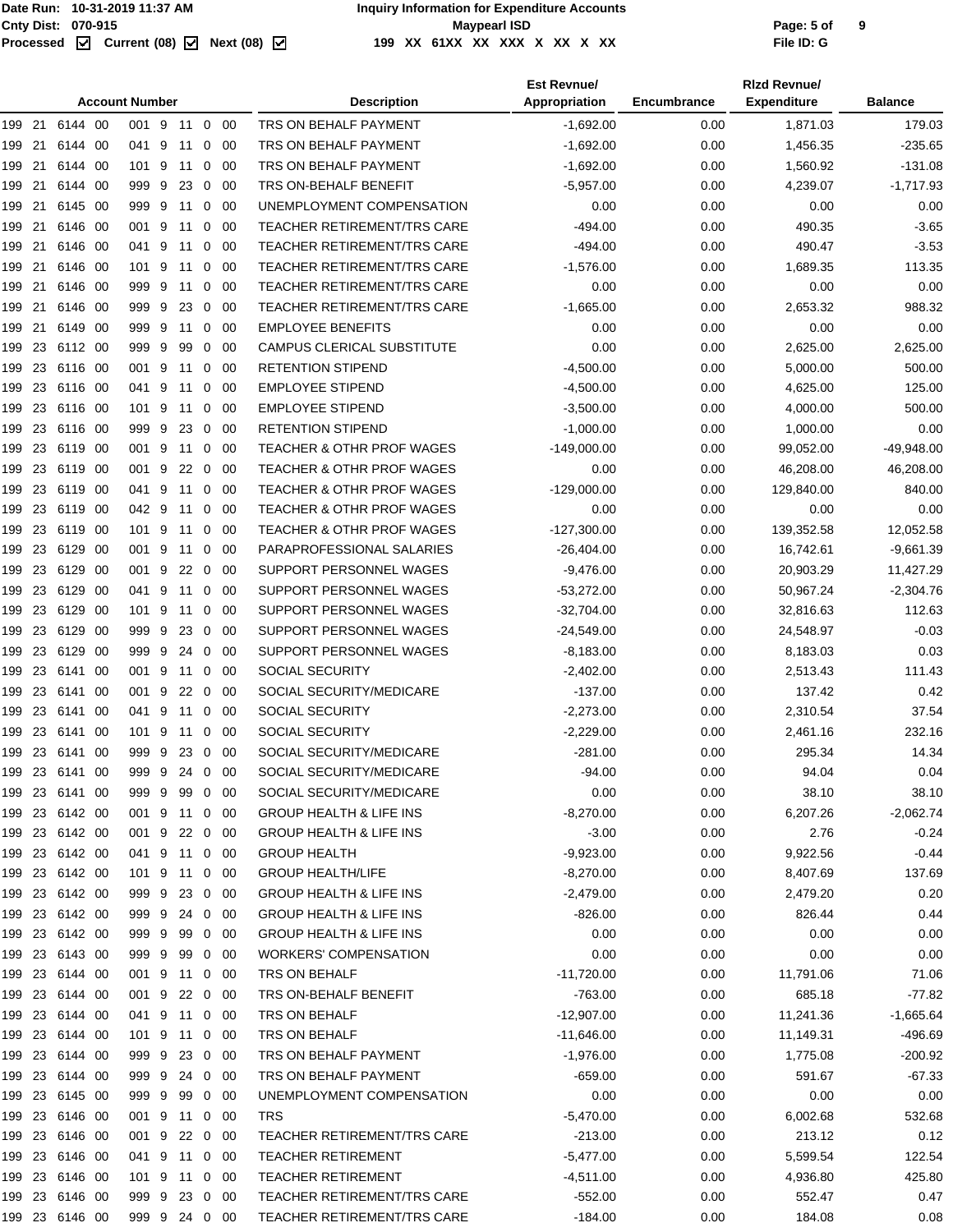| Account Number | Description | Est Revnue/ Appropriation | Encumbrance | Rlzd Revnue/ Expenditure | Balance |
|---|---|---|---|---|---|
| 199 21 6144 00 001 9 11 0 00 | TRS ON BEHALF PAYMENT | -1,692.00 | 0.00 | 1,871.03 | 179.03 |
| 199 21 6144 00 041 9 11 0 00 | TRS ON BEHALF PAYMENT | -1,692.00 | 0.00 | 1,456.35 | -235.65 |
| 199 21 6144 00 101 9 11 0 00 | TRS ON BEHALF PAYMENT | -1,692.00 | 0.00 | 1,560.92 | -131.08 |
| 199 21 6144 00 999 9 23 0 00 | TRS ON-BEHALF BENEFIT | -5,957.00 | 0.00 | 4,239.07 | -1,717.93 |
| 199 21 6145 00 999 9 11 0 00 | UNEMPLOYMENT COMPENSATION | 0.00 | 0.00 | 0.00 | 0.00 |
| 199 21 6146 00 001 9 11 0 00 | TEACHER RETIREMENT/TRS CARE | -494.00 | 0.00 | 490.35 | -3.65 |
| 199 21 6146 00 041 9 11 0 00 | TEACHER RETIREMENT/TRS CARE | -494.00 | 0.00 | 490.47 | -3.53 |
| 199 21 6146 00 101 9 11 0 00 | TEACHER RETIREMENT/TRS CARE | -1,576.00 | 0.00 | 1,689.35 | 113.35 |
| 199 21 6146 00 999 9 11 0 00 | TEACHER RETIREMENT/TRS CARE | 0.00 | 0.00 | 0.00 | 0.00 |
| 199 21 6146 00 999 9 23 0 00 | TEACHER RETIREMENT/TRS CARE | -1,665.00 | 0.00 | 2,653.32 | 988.32 |
| 199 21 6149 00 999 9 11 0 00 | EMPLOYEE BENEFITS | 0.00 | 0.00 | 0.00 | 0.00 |
| 199 23 6112 00 999 9 99 0 00 | CAMPUS CLERICAL SUBSTITUTE | 0.00 | 0.00 | 2,625.00 | 2,625.00 |
| 199 23 6116 00 001 9 11 0 00 | RETENTION STIPEND | -4,500.00 | 0.00 | 5,000.00 | 500.00 |
| 199 23 6116 00 041 9 11 0 00 | EMPLOYEE STIPEND | -4,500.00 | 0.00 | 4,625.00 | 125.00 |
| 199 23 6116 00 101 9 11 0 00 | EMPLOYEE STIPEND | -3,500.00 | 0.00 | 4,000.00 | 500.00 |
| 199 23 6116 00 999 9 23 0 00 | RETENTION STIPEND | -1,000.00 | 0.00 | 1,000.00 | 0.00 |
| 199 23 6119 00 001 9 11 0 00 | TEACHER & OTHR PROF WAGES | -149,000.00 | 0.00 | 99,052.00 | -49,948.00 |
| 199 23 6119 00 001 9 22 0 00 | TEACHER & OTHR PROF WAGES | 0.00 | 0.00 | 46,208.00 | 46,208.00 |
| 199 23 6119 00 041 9 11 0 00 | TEACHER & OTHR PROF WAGES | -129,000.00 | 0.00 | 129,840.00 | 840.00 |
| 199 23 6119 00 042 9 11 0 00 | TEACHER & OTHR PROF WAGES | 0.00 | 0.00 | 0.00 | 0.00 |
| 199 23 6119 00 101 9 11 0 00 | TEACHER & OTHR PROF WAGES | -127,300.00 | 0.00 | 139,352.58 | 12,052.58 |
| 199 23 6129 00 001 9 11 0 00 | PARAPROFESSIONAL SALARIES | -26,404.00 | 0.00 | 16,742.61 | -9,661.39 |
| 199 23 6129 00 001 9 22 0 00 | SUPPORT PERSONNEL WAGES | -9,476.00 | 0.00 | 20,903.29 | 11,427.29 |
| 199 23 6129 00 041 9 11 0 00 | SUPPORT PERSONNEL WAGES | -53,272.00 | 0.00 | 50,967.24 | -2,304.76 |
| 199 23 6129 00 101 9 11 0 00 | SUPPORT PERSONNEL WAGES | -32,704.00 | 0.00 | 32,816.63 | 112.63 |
| 199 23 6129 00 999 9 23 0 00 | SUPPORT PERSONNEL WAGES | -24,549.00 | 0.00 | 24,548.97 | -0.03 |
| 199 23 6129 00 999 9 24 0 00 | SUPPORT PERSONNEL WAGES | -8,183.00 | 0.00 | 8,183.03 | 0.03 |
| 199 23 6141 00 001 9 11 0 00 | SOCIAL SECURITY | -2,402.00 | 0.00 | 2,513.43 | 111.43 |
| 199 23 6141 00 001 9 22 0 00 | SOCIAL SECURITY/MEDICARE | -137.00 | 0.00 | 137.42 | 0.42 |
| 199 23 6141 00 041 9 11 0 00 | SOCIAL SECURITY | -2,273.00 | 0.00 | 2,310.54 | 37.54 |
| 199 23 6141 00 101 9 11 0 00 | SOCIAL SECURITY | -2,229.00 | 0.00 | 2,461.16 | 232.16 |
| 199 23 6141 00 999 9 23 0 00 | SOCIAL SECURITY/MEDICARE | -281.00 | 0.00 | 295.34 | 14.34 |
| 199 23 6141 00 999 9 24 0 00 | SOCIAL SECURITY/MEDICARE | -94.00 | 0.00 | 94.04 | 0.04 |
| 199 23 6141 00 999 9 99 0 00 | SOCIAL SECURITY/MEDICARE | 0.00 | 0.00 | 38.10 | 38.10 |
| 199 23 6142 00 001 9 11 0 00 | GROUP HEALTH & LIFE INS | -8,270.00 | 0.00 | 6,207.26 | -2,062.74 |
| 199 23 6142 00 001 9 22 0 00 | GROUP HEALTH & LIFE INS | -3.00 | 0.00 | 2.76 | -0.24 |
| 199 23 6142 00 041 9 11 0 00 | GROUP HEALTH | -9,923.00 | 0.00 | 9,922.56 | -0.44 |
| 199 23 6142 00 101 9 11 0 00 | GROUP HEALTH/LIFE | -8,270.00 | 0.00 | 8,407.69 | 137.69 |
| 199 23 6142 00 999 9 23 0 00 | GROUP HEALTH & LIFE INS | -2,479.00 | 0.00 | 2,479.20 | 0.20 |
| 199 23 6142 00 999 9 24 0 00 | GROUP HEALTH & LIFE INS | -826.00 | 0.00 | 826.44 | 0.44 |
| 199 23 6142 00 999 9 99 0 00 | GROUP HEALTH & LIFE INS | 0.00 | 0.00 | 0.00 | 0.00 |
| 199 23 6143 00 999 9 99 0 00 | WORKERS' COMPENSATION | 0.00 | 0.00 | 0.00 | 0.00 |
| 199 23 6144 00 001 9 11 0 00 | TRS ON BEHALF | -11,720.00 | 0.00 | 11,791.06 | 71.06 |
| 199 23 6144 00 001 9 22 0 00 | TRS ON-BEHALF BENEFIT | -763.00 | 0.00 | 685.18 | -77.82 |
| 199 23 6144 00 041 9 11 0 00 | TRS ON BEHALF | -12,907.00 | 0.00 | 11,241.36 | -1,665.64 |
| 199 23 6144 00 101 9 11 0 00 | TRS ON BEHALF | -11,646.00 | 0.00 | 11,149.31 | -496.69 |
| 199 23 6144 00 999 9 23 0 00 | TRS ON BEHALF PAYMENT | -1,976.00 | 0.00 | 1,775.08 | -200.92 |
| 199 23 6144 00 999 9 24 0 00 | TRS ON BEHALF PAYMENT | -659.00 | 0.00 | 591.67 | -67.33 |
| 199 23 6145 00 999 9 99 0 00 | UNEMPLOYMENT COMPENSATION | 0.00 | 0.00 | 0.00 | 0.00 |
| 199 23 6146 00 001 9 11 0 00 | TRS | -5,470.00 | 0.00 | 6,002.68 | 532.68 |
| 199 23 6146 00 001 9 22 0 00 | TEACHER RETIREMENT/TRS CARE | -213.00 | 0.00 | 213.12 | 0.12 |
| 199 23 6146 00 041 9 11 0 00 | TEACHER RETIREMENT | -5,477.00 | 0.00 | 5,599.54 | 122.54 |
| 199 23 6146 00 101 9 11 0 00 | TEACHER RETIREMENT | -4,511.00 | 0.00 | 4,936.80 | 425.80 |
| 199 23 6146 00 999 9 23 0 00 | TEACHER RETIREMENT/TRS CARE | -552.00 | 0.00 | 552.47 | 0.47 |
| 199 23 6146 00 999 9 24 0 00 | TEACHER RETIREMENT/TRS CARE | -184.00 | 0.00 | 184.08 | 0.08 |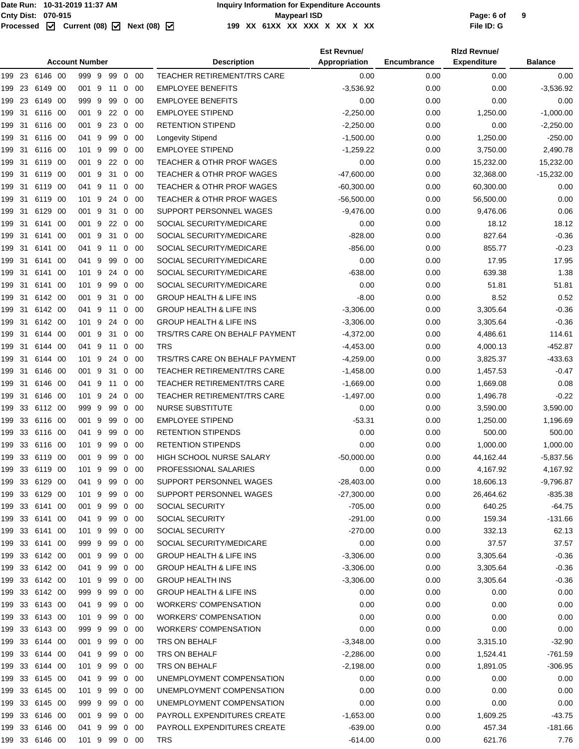| Account Number | Description | Est Revnue/ Appropriation | Encumbrance | Rlzd Revnue/ Expenditure | Balance |
|---|---|---|---|---|---|
| 199 23 6146 00 999 9 99 0 00 | TEACHER RETIREMENT/TRS CARE | 0.00 | 0.00 | 0.00 | 0.00 |
| 199 23 6149 00 001 9 11 0 00 | EMPLOYEE BENEFITS | -3,536.92 | 0.00 | 0.00 | -3,536.92 |
| 199 23 6149 00 999 9 99 0 00 | EMPLOYEE BENEFITS | 0.00 | 0.00 | 0.00 | 0.00 |
| 199 31 6116 00 001 9 22 0 00 | EMPLOYEE STIPEND | -2,250.00 | 0.00 | 1,250.00 | -1,000.00 |
| 199 31 6116 00 001 9 23 0 00 | RETENTION STIPEND | -2,250.00 | 0.00 | 0.00 | -2,250.00 |
| 199 31 6116 00 041 9 99 0 00 | Longevity Stipend | -1,500.00 | 0.00 | 1,250.00 | -250.00 |
| 199 31 6116 00 101 9 99 0 00 | EMPLOYEE STIPEND | -1,259.22 | 0.00 | 3,750.00 | 2,490.78 |
| 199 31 6119 00 001 9 22 0 00 | TEACHER & OTHR PROF WAGES | 0.00 | 0.00 | 15,232.00 | 15,232.00 |
| 199 31 6119 00 001 9 31 0 00 | TEACHER & OTHR PROF WAGES | -47,600.00 | 0.00 | 32,368.00 | -15,232.00 |
| 199 31 6119 00 041 9 11 0 00 | TEACHER & OTHR PROF WAGES | -60,300.00 | 0.00 | 60,300.00 | 0.00 |
| 199 31 6119 00 101 9 24 0 00 | TEACHER & OTHR PROF WAGES | -56,500.00 | 0.00 | 56,500.00 | 0.00 |
| 199 31 6129 00 001 9 31 0 00 | SUPPORT PERSONNEL WAGES | -9,476.00 | 0.00 | 9,476.06 | 0.06 |
| 199 31 6141 00 001 9 22 0 00 | SOCIAL SECURITY/MEDICARE | 0.00 | 0.00 | 18.12 | 18.12 |
| 199 31 6141 00 001 9 31 0 00 | SOCIAL SECURITY/MEDICARE | -828.00 | 0.00 | 827.64 | -0.36 |
| 199 31 6141 00 041 9 11 0 00 | SOCIAL SECURITY/MEDICARE | -856.00 | 0.00 | 855.77 | -0.23 |
| 199 31 6141 00 041 9 99 0 00 | SOCIAL SECURITY/MEDICARE | 0.00 | 0.00 | 17.95 | 17.95 |
| 199 31 6141 00 101 9 24 0 00 | SOCIAL SECURITY/MEDICARE | -638.00 | 0.00 | 639.38 | 1.38 |
| 199 31 6141 00 101 9 99 0 00 | SOCIAL SECURITY/MEDICARE | 0.00 | 0.00 | 51.81 | 51.81 |
| 199 31 6142 00 001 9 31 0 00 | GROUP HEALTH & LIFE INS | -8.00 | 0.00 | 8.52 | 0.52 |
| 199 31 6142 00 041 9 11 0 00 | GROUP HEALTH & LIFE INS | -3,306.00 | 0.00 | 3,305.64 | -0.36 |
| 199 31 6142 00 101 9 24 0 00 | GROUP HEALTH & LIFE INS | -3,306.00 | 0.00 | 3,305.64 | -0.36 |
| 199 31 6144 00 001 9 31 0 00 | TRS/TRS CARE ON BEHALF PAYMENT | -4,372.00 | 0.00 | 4,486.61 | 114.61 |
| 199 31 6144 00 041 9 11 0 00 | TRS | -4,453.00 | 0.00 | 4,000.13 | -452.87 |
| 199 31 6144 00 101 9 24 0 00 | TRS/TRS CARE ON BEHALF PAYMENT | -4,259.00 | 0.00 | 3,825.37 | -433.63 |
| 199 31 6146 00 001 9 31 0 00 | TEACHER RETIREMENT/TRS CARE | -1,458.00 | 0.00 | 1,457.53 | -0.47 |
| 199 31 6146 00 041 9 11 0 00 | TEACHER RETIREMENT/TRS CARE | -1,669.00 | 0.00 | 1,669.08 | 0.08 |
| 199 31 6146 00 101 9 24 0 00 | TEACHER RETIREMENT/TRS CARE | -1,497.00 | 0.00 | 1,496.78 | -0.22 |
| 199 33 6112 00 999 9 99 0 00 | NURSE SUBSTITUTE | 0.00 | 0.00 | 3,590.00 | 3,590.00 |
| 199 33 6116 00 001 9 99 0 00 | EMPLOYEE STIPEND | -53.31 | 0.00 | 1,250.00 | 1,196.69 |
| 199 33 6116 00 041 9 99 0 00 | RETENTION STIPENDS | 0.00 | 0.00 | 500.00 | 500.00 |
| 199 33 6116 00 101 9 99 0 00 | RETENTION STIPENDS | 0.00 | 0.00 | 1,000.00 | 1,000.00 |
| 199 33 6119 00 001 9 99 0 00 | HIGH SCHOOL NURSE SALARY | -50,000.00 | 0.00 | 44,162.44 | -5,837.56 |
| 199 33 6119 00 101 9 99 0 00 | PROFESSIONAL SALARIES | 0.00 | 0.00 | 4,167.92 | 4,167.92 |
| 199 33 6129 00 041 9 99 0 00 | SUPPORT PERSONNEL WAGES | -28,403.00 | 0.00 | 18,606.13 | -9,796.87 |
| 199 33 6129 00 101 9 99 0 00 | SUPPORT PERSONNEL WAGES | -27,300.00 | 0.00 | 26,464.62 | -835.38 |
| 199 33 6141 00 001 9 99 0 00 | SOCIAL SECURITY | -705.00 | 0.00 | 640.25 | -64.75 |
| 199 33 6141 00 041 9 99 0 00 | SOCIAL SECURITY | -291.00 | 0.00 | 159.34 | -131.66 |
| 199 33 6141 00 101 9 99 0 00 | SOCIAL SECURITY | -270.00 | 0.00 | 332.13 | 62.13 |
| 199 33 6141 00 999 9 99 0 00 | SOCIAL SECURITY/MEDICARE | 0.00 | 0.00 | 37.57 | 37.57 |
| 199 33 6142 00 001 9 99 0 00 | GROUP HEALTH & LIFE INS | -3,306.00 | 0.00 | 3,305.64 | -0.36 |
| 199 33 6142 00 041 9 99 0 00 | GROUP HEALTH & LIFE INS | -3,306.00 | 0.00 | 3,305.64 | -0.36 |
| 199 33 6142 00 101 9 99 0 00 | GROUP HEALTH INS | -3,306.00 | 0.00 | 3,305.64 | -0.36 |
| 199 33 6142 00 999 9 99 0 00 | GROUP HEALTH & LIFE INS | 0.00 | 0.00 | 0.00 | 0.00 |
| 199 33 6143 00 041 9 99 0 00 | WORKERS' COMPENSATION | 0.00 | 0.00 | 0.00 | 0.00 |
| 199 33 6143 00 101 9 99 0 00 | WORKERS' COMPENSATION | 0.00 | 0.00 | 0.00 | 0.00 |
| 199 33 6143 00 999 9 99 0 00 | WORKERS' COMPENSATION | 0.00 | 0.00 | 0.00 | 0.00 |
| 199 33 6144 00 001 9 99 0 00 | TRS ON BEHALF | -3,348.00 | 0.00 | 3,315.10 | -32.90 |
| 199 33 6144 00 041 9 99 0 00 | TRS ON BEHALF | -2,286.00 | 0.00 | 1,524.41 | -761.59 |
| 199 33 6144 00 101 9 99 0 00 | TRS ON BEHALF | -2,198.00 | 0.00 | 1,891.05 | -306.95 |
| 199 33 6145 00 041 9 99 0 00 | UNEMPLOYMENT COMPENSATION | 0.00 | 0.00 | 0.00 | 0.00 |
| 199 33 6145 00 101 9 99 0 00 | UNEMPLOYMENT COMPENSATION | 0.00 | 0.00 | 0.00 | 0.00 |
| 199 33 6145 00 999 9 99 0 00 | UNEMPLOYMENT COMPENSATION | 0.00 | 0.00 | 0.00 | 0.00 |
| 199 33 6146 00 001 9 99 0 00 | PAYROLL EXPENDITURES CREATE | -1,653.00 | 0.00 | 1,609.25 | -43.75 |
| 199 33 6146 00 041 9 99 0 00 | PAYROLL EXPENDITURES CREATE | -639.00 | 0.00 | 457.34 | -181.66 |
| 199 33 6146 00 101 9 99 0 00 | TRS | -614.00 | 0.00 | 621.76 | 7.76 |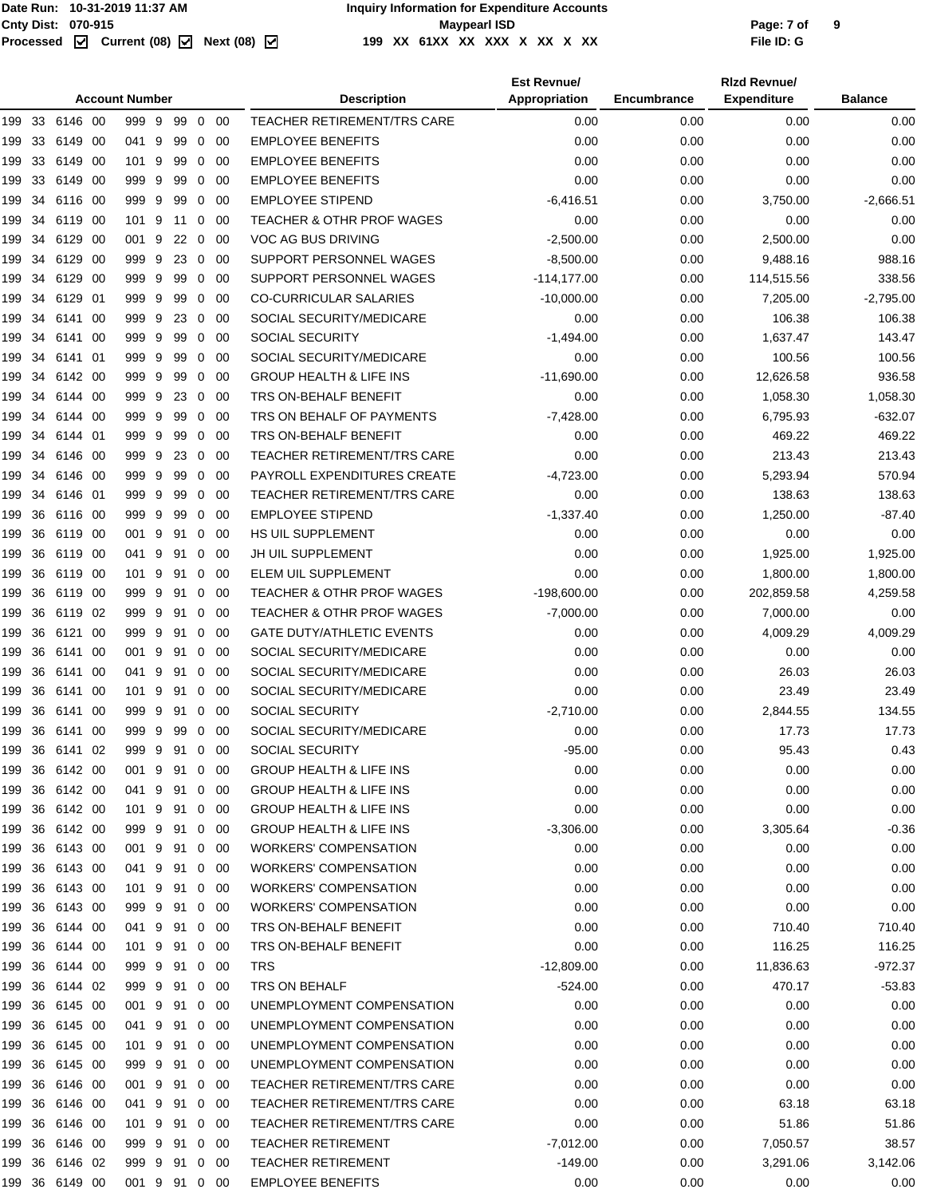| Account Number | Description | Est Revnue/ Appropriation | Encumbrance | Rlzd Revnue/ Expenditure | Balance |
|---|---|---|---|---|---|
| 199 33 6146 00 999 9 99 0 00 | TEACHER RETIREMENT/TRS CARE | 0.00 | 0.00 | 0.00 | 0.00 |
| 199 33 6149 00 041 9 99 0 00 | EMPLOYEE BENEFITS | 0.00 | 0.00 | 0.00 | 0.00 |
| 199 33 6149 00 101 9 99 0 00 | EMPLOYEE BENEFITS | 0.00 | 0.00 | 0.00 | 0.00 |
| 199 33 6149 00 999 9 99 0 00 | EMPLOYEE BENEFITS | 0.00 | 0.00 | 0.00 | 0.00 |
| 199 34 6116 00 999 9 99 0 00 | EMPLOYEE STIPEND | -6,416.51 | 0.00 | 3,750.00 | -2,666.51 |
| 199 34 6119 00 101 9 11 0 00 | TEACHER & OTHR PROF WAGES | 0.00 | 0.00 | 0.00 | 0.00 |
| 199 34 6129 00 001 9 22 0 00 | VOC AG BUS DRIVING | -2,500.00 | 0.00 | 2,500.00 | 0.00 |
| 199 34 6129 00 999 9 23 0 00 | SUPPORT PERSONNEL WAGES | -8,500.00 | 0.00 | 9,488.16 | 988.16 |
| 199 34 6129 00 999 9 99 0 00 | SUPPORT PERSONNEL WAGES | -114,177.00 | 0.00 | 114,515.56 | 338.56 |
| 199 34 6129 01 999 9 99 0 00 | CO-CURRICULAR SALARIES | -10,000.00 | 0.00 | 7,205.00 | -2,795.00 |
| 199 34 6141 00 999 9 23 0 00 | SOCIAL SECURITY/MEDICARE | 0.00 | 0.00 | 106.38 | 106.38 |
| 199 34 6141 00 999 9 99 0 00 | SOCIAL SECURITY | -1,494.00 | 0.00 | 1,637.47 | 143.47 |
| 199 34 6141 01 999 9 99 0 00 | SOCIAL SECURITY/MEDICARE | 0.00 | 0.00 | 100.56 | 100.56 |
| 199 34 6142 00 999 9 99 0 00 | GROUP HEALTH & LIFE INS | -11,690.00 | 0.00 | 12,626.58 | 936.58 |
| 199 34 6144 00 999 9 23 0 00 | TRS ON-BEHALF BENEFIT | 0.00 | 0.00 | 1,058.30 | 1,058.30 |
| 199 34 6144 00 999 9 99 0 00 | TRS ON BEHALF OF PAYMENTS | -7,428.00 | 0.00 | 6,795.93 | -632.07 |
| 199 34 6144 01 999 9 99 0 00 | TRS ON-BEHALF BENEFIT | 0.00 | 0.00 | 469.22 | 469.22 |
| 199 34 6146 00 999 9 23 0 00 | TEACHER RETIREMENT/TRS CARE | 0.00 | 0.00 | 213.43 | 213.43 |
| 199 34 6146 00 999 9 99 0 00 | PAYROLL EXPENDITURES CREATE | -4,723.00 | 0.00 | 5,293.94 | 570.94 |
| 199 34 6146 01 999 9 99 0 00 | TEACHER RETIREMENT/TRS CARE | 0.00 | 0.00 | 138.63 | 138.63 |
| 199 36 6116 00 999 9 99 0 00 | EMPLOYEE STIPEND | -1,337.40 | 0.00 | 1,250.00 | -87.40 |
| 199 36 6119 00 001 9 91 0 00 | HS UIL SUPPLEMENT | 0.00 | 0.00 | 0.00 | 0.00 |
| 199 36 6119 00 041 9 91 0 00 | JH UIL SUPPLEMENT | 0.00 | 0.00 | 1,925.00 | 1,925.00 |
| 199 36 6119 00 101 9 91 0 00 | ELEM UIL SUPPLEMENT | 0.00 | 0.00 | 1,800.00 | 1,800.00 |
| 199 36 6119 00 999 9 91 0 00 | TEACHER & OTHR PROF WAGES | -198,600.00 | 0.00 | 202,859.58 | 4,259.58 |
| 199 36 6119 02 999 9 91 0 00 | TEACHER & OTHR PROF WAGES | -7,000.00 | 0.00 | 7,000.00 | 0.00 |
| 199 36 6121 00 999 9 91 0 00 | GATE DUTY/ATHLETIC EVENTS | 0.00 | 0.00 | 4,009.29 | 4,009.29 |
| 199 36 6141 00 001 9 91 0 00 | SOCIAL SECURITY/MEDICARE | 0.00 | 0.00 | 0.00 | 0.00 |
| 199 36 6141 00 041 9 91 0 00 | SOCIAL SECURITY/MEDICARE | 0.00 | 0.00 | 26.03 | 26.03 |
| 199 36 6141 00 101 9 91 0 00 | SOCIAL SECURITY/MEDICARE | 0.00 | 0.00 | 23.49 | 23.49 |
| 199 36 6141 00 999 9 91 0 00 | SOCIAL SECURITY | -2,710.00 | 0.00 | 2,844.55 | 134.55 |
| 199 36 6141 00 999 9 99 0 00 | SOCIAL SECURITY/MEDICARE | 0.00 | 0.00 | 17.73 | 17.73 |
| 199 36 6141 02 999 9 91 0 00 | SOCIAL SECURITY | -95.00 | 0.00 | 95.43 | 0.43 |
| 199 36 6142 00 001 9 91 0 00 | GROUP HEALTH & LIFE INS | 0.00 | 0.00 | 0.00 | 0.00 |
| 199 36 6142 00 041 9 91 0 00 | GROUP HEALTH & LIFE INS | 0.00 | 0.00 | 0.00 | 0.00 |
| 199 36 6142 00 101 9 91 0 00 | GROUP HEALTH & LIFE INS | 0.00 | 0.00 | 0.00 | 0.00 |
| 199 36 6142 00 999 9 91 0 00 | GROUP HEALTH & LIFE INS | -3,306.00 | 0.00 | 3,305.64 | -0.36 |
| 199 36 6143 00 001 9 91 0 00 | WORKERS' COMPENSATION | 0.00 | 0.00 | 0.00 | 0.00 |
| 199 36 6143 00 041 9 91 0 00 | WORKERS' COMPENSATION | 0.00 | 0.00 | 0.00 | 0.00 |
| 199 36 6143 00 101 9 91 0 00 | WORKERS' COMPENSATION | 0.00 | 0.00 | 0.00 | 0.00 |
| 199 36 6143 00 999 9 91 0 00 | WORKERS' COMPENSATION | 0.00 | 0.00 | 0.00 | 0.00 |
| 199 36 6144 00 041 9 91 0 00 | TRS ON-BEHALF BENEFIT | 0.00 | 0.00 | 710.40 | 710.40 |
| 199 36 6144 00 101 9 91 0 00 | TRS ON-BEHALF BENEFIT | 0.00 | 0.00 | 116.25 | 116.25 |
| 199 36 6144 00 999 9 91 0 00 | TRS | -12,809.00 | 0.00 | 11,836.63 | -972.37 |
| 199 36 6144 02 999 9 91 0 00 | TRS ON BEHALF | -524.00 | 0.00 | 470.17 | -53.83 |
| 199 36 6145 00 001 9 91 0 00 | UNEMPLOYMENT COMPENSATION | 0.00 | 0.00 | 0.00 | 0.00 |
| 199 36 6145 00 041 9 91 0 00 | UNEMPLOYMENT COMPENSATION | 0.00 | 0.00 | 0.00 | 0.00 |
| 199 36 6145 00 101 9 91 0 00 | UNEMPLOYMENT COMPENSATION | 0.00 | 0.00 | 0.00 | 0.00 |
| 199 36 6145 00 999 9 91 0 00 | UNEMPLOYMENT COMPENSATION | 0.00 | 0.00 | 0.00 | 0.00 |
| 199 36 6146 00 001 9 91 0 00 | TEACHER RETIREMENT/TRS CARE | 0.00 | 0.00 | 0.00 | 0.00 |
| 199 36 6146 00 041 9 91 0 00 | TEACHER RETIREMENT/TRS CARE | 0.00 | 0.00 | 63.18 | 63.18 |
| 199 36 6146 00 101 9 91 0 00 | TEACHER RETIREMENT/TRS CARE | 0.00 | 0.00 | 51.86 | 51.86 |
| 199 36 6146 00 999 9 91 0 00 | TEACHER RETIREMENT | -7,012.00 | 0.00 | 7,050.57 | 38.57 |
| 199 36 6146 02 999 9 91 0 00 | TEACHER RETIREMENT | -149.00 | 0.00 | 3,291.06 | 3,142.06 |
| 199 36 6149 00 001 9 91 0 00 | EMPLOYEE BENEFITS | 0.00 | 0.00 | 0.00 | 0.00 |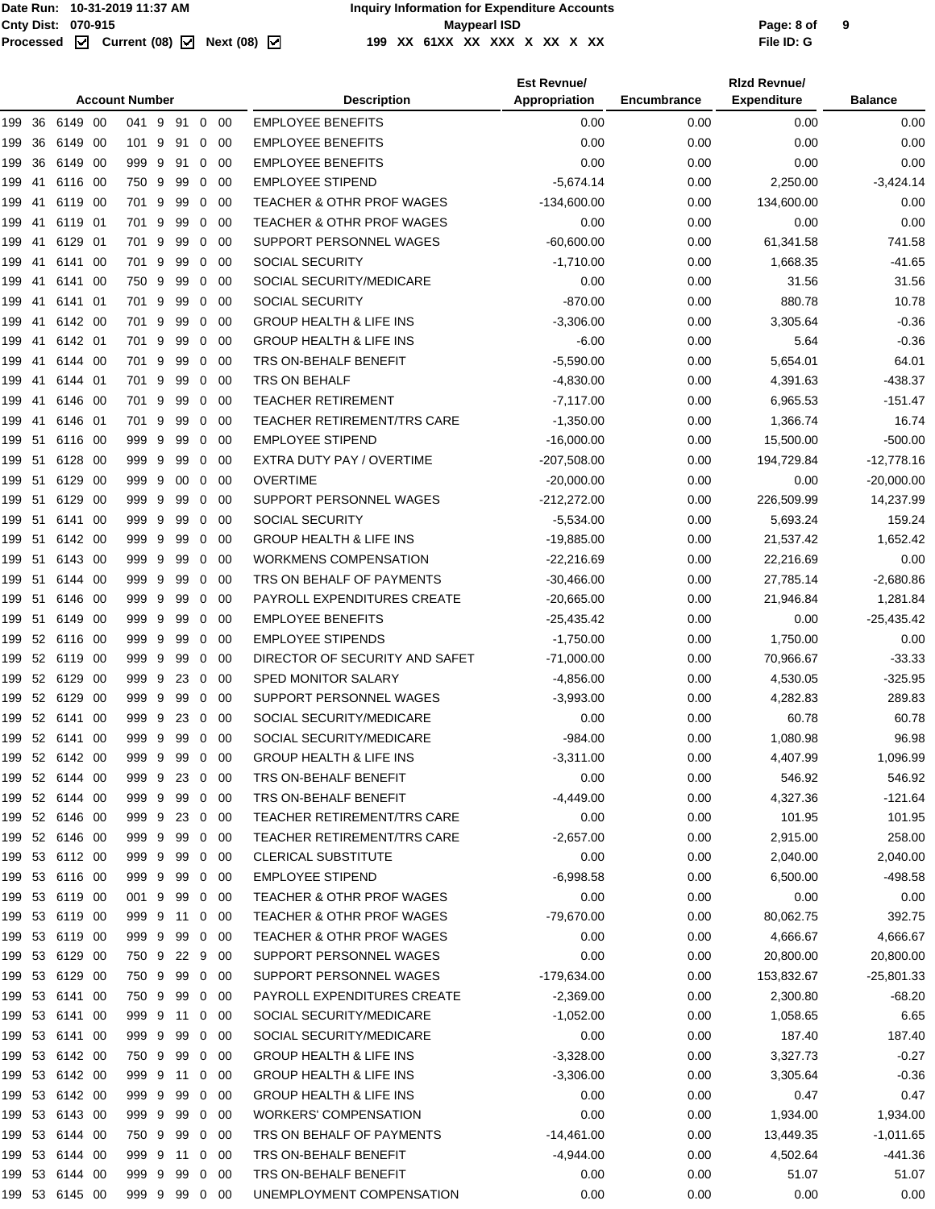| Account Number | Description | Est Revnue/ Appropriation | Encumbrance | Rlzd Revnue/ Expenditure | Balance |
|---|---|---|---|---|---|
| 199 36 6149 00 041 9 91 0 00 | EMPLOYEE BENEFITS | 0.00 | 0.00 | 0.00 | 0.00 |
| 199 36 6149 00 101 9 91 0 00 | EMPLOYEE BENEFITS | 0.00 | 0.00 | 0.00 | 0.00 |
| 199 36 6149 00 999 9 91 0 00 | EMPLOYEE BENEFITS | 0.00 | 0.00 | 0.00 | 0.00 |
| 199 41 6116 00 750 9 99 0 00 | EMPLOYEE STIPEND | -5,674.14 | 0.00 | 2,250.00 | -3,424.14 |
| 199 41 6119 00 701 9 99 0 00 | TEACHER & OTHR PROF WAGES | -134,600.00 | 0.00 | 134,600.00 | 0.00 |
| 199 41 6119 01 701 9 99 0 00 | TEACHER & OTHR PROF WAGES | 0.00 | 0.00 | 0.00 | 0.00 |
| 199 41 6129 01 701 9 99 0 00 | SUPPORT PERSONNEL WAGES | -60,600.00 | 0.00 | 61,341.58 | 741.58 |
| 199 41 6141 00 701 9 99 0 00 | SOCIAL SECURITY | -1,710.00 | 0.00 | 1,668.35 | -41.65 |
| 199 41 6141 00 750 9 99 0 00 | SOCIAL SECURITY/MEDICARE | 0.00 | 0.00 | 31.56 | 31.56 |
| 199 41 6141 01 701 9 99 0 00 | SOCIAL SECURITY | -870.00 | 0.00 | 880.78 | 10.78 |
| 199 41 6142 00 701 9 99 0 00 | GROUP HEALTH & LIFE INS | -3,306.00 | 0.00 | 3,305.64 | -0.36 |
| 199 41 6142 01 701 9 99 0 00 | GROUP HEALTH & LIFE INS | -6.00 | 0.00 | 5.64 | -0.36 |
| 199 41 6144 00 701 9 99 0 00 | TRS ON-BEHALF BENEFIT | -5,590.00 | 0.00 | 5,654.01 | 64.01 |
| 199 41 6144 01 701 9 99 0 00 | TRS ON BEHALF | -4,830.00 | 0.00 | 4,391.63 | -438.37 |
| 199 41 6146 00 701 9 99 0 00 | TEACHER RETIREMENT | -7,117.00 | 0.00 | 6,965.53 | -151.47 |
| 199 41 6146 01 701 9 99 0 00 | TEACHER RETIREMENT/TRS CARE | -1,350.00 | 0.00 | 1,366.74 | 16.74 |
| 199 51 6116 00 999 9 99 0 00 | EMPLOYEE STIPEND | -16,000.00 | 0.00 | 15,500.00 | -500.00 |
| 199 51 6128 00 999 9 99 0 00 | EXTRA DUTY PAY / OVERTIME | -207,508.00 | 0.00 | 194,729.84 | -12,778.16 |
| 199 51 6129 00 999 9 00 0 00 | OVERTIME | -20,000.00 | 0.00 | 0.00 | -20,000.00 |
| 199 51 6129 00 999 9 99 0 00 | SUPPORT PERSONNEL WAGES | -212,272.00 | 0.00 | 226,509.99 | 14,237.99 |
| 199 51 6141 00 999 9 99 0 00 | SOCIAL SECURITY | -5,534.00 | 0.00 | 5,693.24 | 159.24 |
| 199 51 6142 00 999 9 99 0 00 | GROUP HEALTH & LIFE INS | -19,885.00 | 0.00 | 21,537.42 | 1,652.42 |
| 199 51 6143 00 999 9 99 0 00 | WORKMENS COMPENSATION | -22,216.69 | 0.00 | 22,216.69 | 0.00 |
| 199 51 6144 00 999 9 99 0 00 | TRS ON BEHALF OF PAYMENTS | -30,466.00 | 0.00 | 27,785.14 | -2,680.86 |
| 199 51 6146 00 999 9 99 0 00 | PAYROLL EXPENDITURES CREATE | -20,665.00 | 0.00 | 21,946.84 | 1,281.84 |
| 199 51 6149 00 999 9 99 0 00 | EMPLOYEE BENEFITS | -25,435.42 | 0.00 | 0.00 | -25,435.42 |
| 199 52 6116 00 999 9 99 0 00 | EMPLOYEE STIPENDS | -1,750.00 | 0.00 | 1,750.00 | 0.00 |
| 199 52 6119 00 999 9 99 0 00 | DIRECTOR OF SECURITY AND SAFET | -71,000.00 | 0.00 | 70,966.67 | -33.33 |
| 199 52 6129 00 999 9 23 0 00 | SPED MONITOR SALARY | -4,856.00 | 0.00 | 4,530.05 | -325.95 |
| 199 52 6129 00 999 9 99 0 00 | SUPPORT PERSONNEL WAGES | -3,993.00 | 0.00 | 4,282.83 | 289.83 |
| 199 52 6141 00 999 9 23 0 00 | SOCIAL SECURITY/MEDICARE | 0.00 | 0.00 | 60.78 | 60.78 |
| 199 52 6141 00 999 9 99 0 00 | SOCIAL SECURITY/MEDICARE | -984.00 | 0.00 | 1,080.98 | 96.98 |
| 199 52 6142 00 999 9 99 0 00 | GROUP HEALTH & LIFE INS | -3,311.00 | 0.00 | 4,407.99 | 1,096.99 |
| 199 52 6144 00 999 9 23 0 00 | TRS ON-BEHALF BENEFIT | 0.00 | 0.00 | 546.92 | 546.92 |
| 199 52 6144 00 999 9 99 0 00 | TRS ON-BEHALF BENEFIT | -4,449.00 | 0.00 | 4,327.36 | -121.64 |
| 199 52 6146 00 999 9 23 0 00 | TEACHER RETIREMENT/TRS CARE | 0.00 | 0.00 | 101.95 | 101.95 |
| 199 52 6146 00 999 9 99 0 00 | TEACHER RETIREMENT/TRS CARE | -2,657.00 | 0.00 | 2,915.00 | 258.00 |
| 199 53 6112 00 999 9 99 0 00 | CLERICAL SUBSTITUTE | 0.00 | 0.00 | 2,040.00 | 2,040.00 |
| 199 53 6116 00 999 9 99 0 00 | EMPLOYEE STIPEND | -6,998.58 | 0.00 | 6,500.00 | -498.58 |
| 199 53 6119 00 001 9 99 0 00 | TEACHER & OTHR PROF WAGES | 0.00 | 0.00 | 0.00 | 0.00 |
| 199 53 6119 00 999 9 11 0 00 | TEACHER & OTHR PROF WAGES | -79,670.00 | 0.00 | 80,062.75 | 392.75 |
| 199 53 6119 00 999 9 99 0 00 | TEACHER & OTHR PROF WAGES | 0.00 | 0.00 | 4,666.67 | 4,666.67 |
| 199 53 6129 00 750 9 22 9 00 | SUPPORT PERSONNEL WAGES | 0.00 | 0.00 | 20,800.00 | 20,800.00 |
| 199 53 6129 00 750 9 99 0 00 | SUPPORT PERSONNEL WAGES | -179,634.00 | 0.00 | 153,832.67 | -25,801.33 |
| 199 53 6141 00 750 9 99 0 00 | PAYROLL EXPENDITURES CREATE | -2,369.00 | 0.00 | 2,300.80 | -68.20 |
| 199 53 6141 00 999 9 11 0 00 | SOCIAL SECURITY/MEDICARE | -1,052.00 | 0.00 | 1,058.65 | 6.65 |
| 199 53 6141 00 999 9 99 0 00 | SOCIAL SECURITY/MEDICARE | 0.00 | 0.00 | 187.40 | 187.40 |
| 199 53 6142 00 750 9 99 0 00 | GROUP HEALTH & LIFE INS | -3,328.00 | 0.00 | 3,327.73 | -0.27 |
| 199 53 6142 00 999 9 11 0 00 | GROUP HEALTH & LIFE INS | -3,306.00 | 0.00 | 3,305.64 | -0.36 |
| 199 53 6142 00 999 9 99 0 00 | GROUP HEALTH & LIFE INS | 0.00 | 0.00 | 0.47 | 0.47 |
| 199 53 6143 00 999 9 99 0 00 | WORKERS' COMPENSATION | 0.00 | 0.00 | 1,934.00 | 1,934.00 |
| 199 53 6144 00 750 9 99 0 00 | TRS ON BEHALF OF PAYMENTS | -14,461.00 | 0.00 | 13,449.35 | -1,011.65 |
| 199 53 6144 00 999 9 11 0 00 | TRS ON-BEHALF BENEFIT | -4,944.00 | 0.00 | 4,502.64 | -441.36 |
| 199 53 6144 00 999 9 99 0 00 | TRS ON-BEHALF BENEFIT | 0.00 | 0.00 | 51.07 | 51.07 |
| 199 53 6145 00 999 9 99 0 00 | UNEMPLOYMENT COMPENSATION | 0.00 | 0.00 | 0.00 | 0.00 |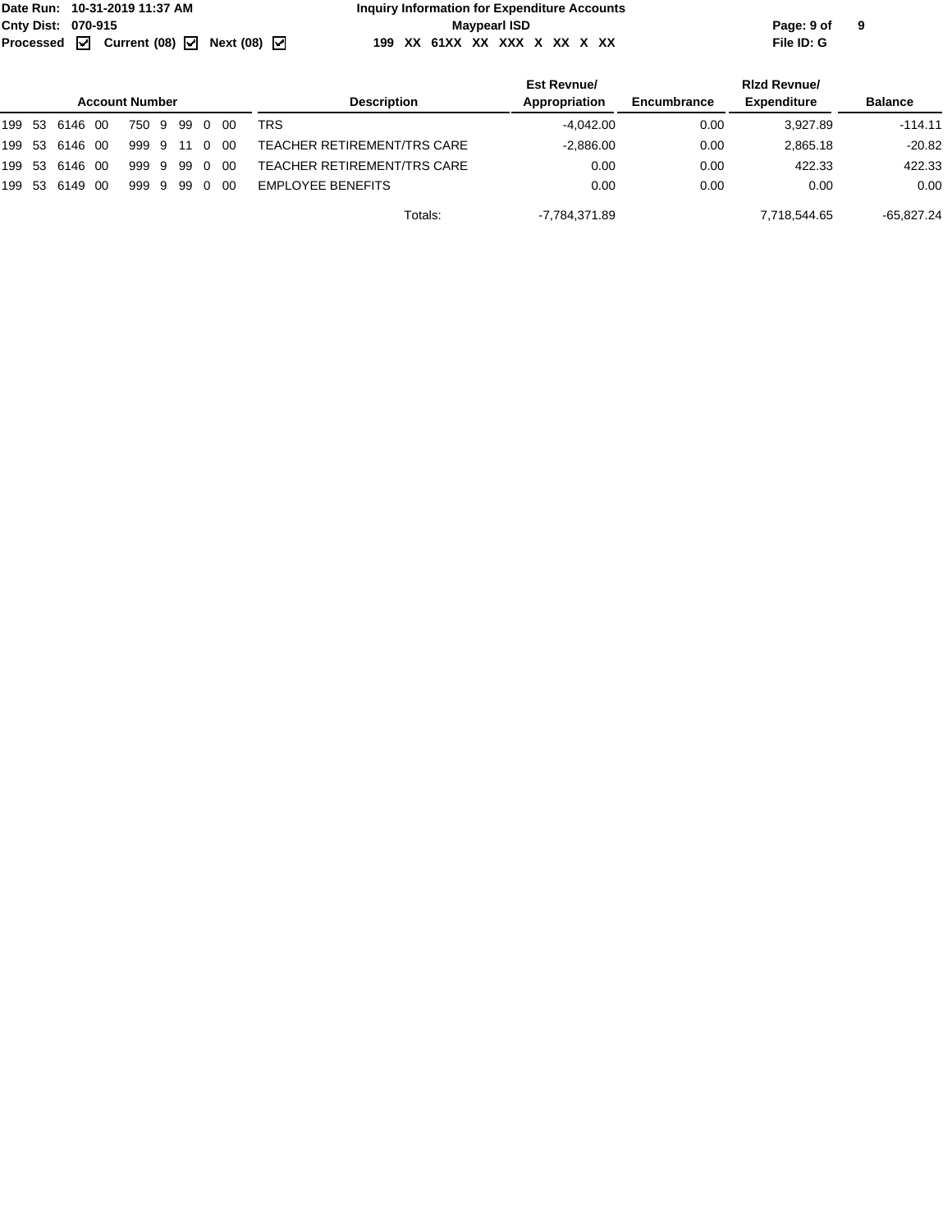Date Run: 10-31-2019 11:37 AM
Cnty Dist: 070-915
Processed ☑ Current (08) ☑ Next (08) ☑

**Inquiry Information for Expenditure Accounts**
**Maypearl ISD**
**199 XX 61XX XX XXX X XX X XX**

File ID: G

| Account Number | Description | Est Revnue/ Appropriation | Encumbrance | Rlzd Revnue/ Expenditure | Balance |
|---|---|---|---|---|---|
| 199 53 6146 00 750 9 99 0 00 | TRS | -4,042.00 | 0.00 | 3,927.89 | -114.11 |
| 199 53 6146 00 999 9 11 0 00 | TEACHER RETIREMENT/TRS CARE | -2,886.00 | 0.00 | 2,865.18 | -20.82 |
| 199 53 6146 00 999 9 99 0 00 | TEACHER RETIREMENT/TRS CARE | 0.00 | 0.00 | 422.33 | 422.33 |
| 199 53 6149 00 999 9 99 0 00 | EMPLOYEE BENEFITS | 0.00 | 0.00 | 0.00 | 0.00 |
| | Totals: | -7,784,371.89 | | 7,718,544.65 | -65,827.24 |